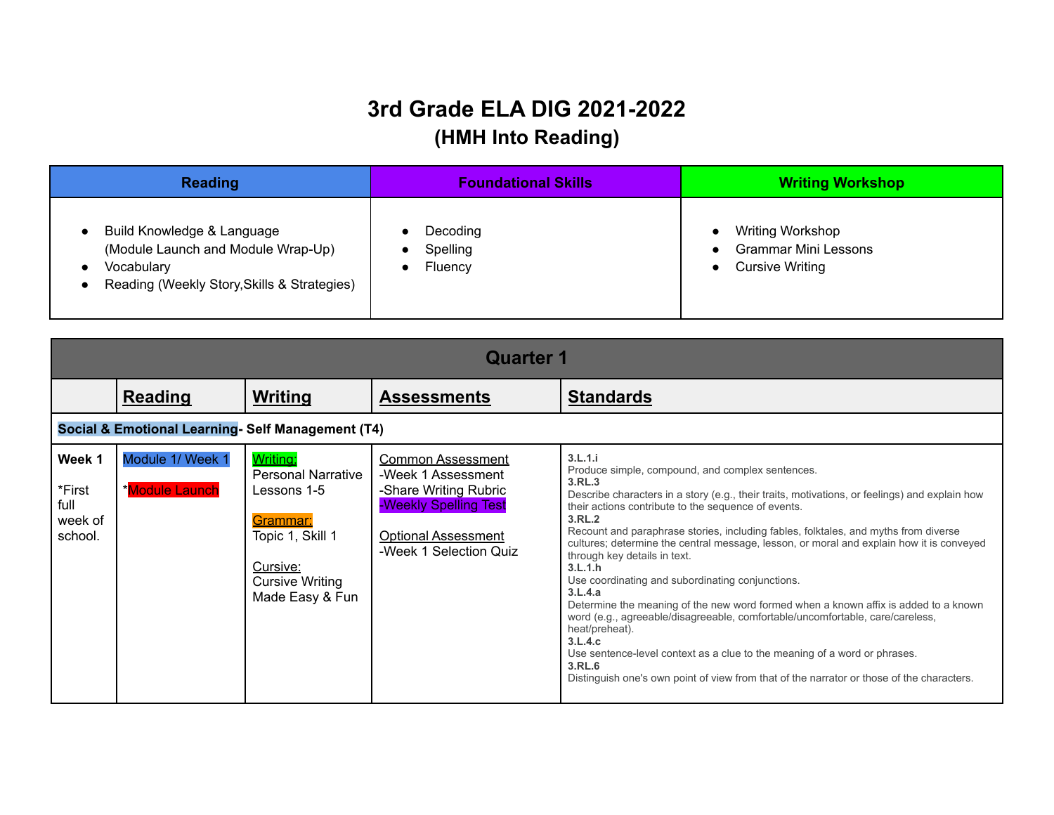# 3rd Grade ELA DIG 2021-2022
## (HMH Into Reading)

| Reading | Foundational Skills | Writing Workshop |
|---|---|---|
| • Build Knowledge & Language (Module Launch and Module Wrap-Up)<br>• Vocabulary<br>• Reading (Weekly Story,Skills & Strategies) | • Decoding<br>• Spelling<br>• Fluency | • Writing Workshop<br>• Grammar Mini Lessons<br>• Cursive Writing |

| Quarter 1 | | | | |
|---|---|---|---|---|
| | **Reading** | **Writing** | **Assessments** | **Standards** |
| **Social & Emotional Learning- Self Management (T4)** | | | | |
| **Week 1**<br><br>*First full week of school. | Module 1/ Week 1<br><br>*Module Launch | Writing:<br>Personal Narrative Lessons 1-5<br><br>Grammar:<br>Topic 1, Skill 1<br><br>Cursive:<br>Cursive Writing Made Easy & Fun | Common Assessment<br>-Week 1 Assessment<br>-Share Writing Rubric<br>-Weekly Spelling Test<br><br>Optional Assessment<br>-Week 1 Selection Quiz | **3.L.1.i**<br>Produce simple, compound, and complex sentences.<br>**3.RL.3**<br>Describe characters in a story (e.g., their traits, motivations, or feelings) and explain how their actions contribute to the sequence of events.<br>**3.RL.2**<br>Recount and paraphrase stories, including fables, folktales, and myths from diverse cultures; determine the central message, lesson, or moral and explain how it is conveyed through key details in text.<br>**3.L.1.h**<br>Use coordinating and subordinating conjunctions.<br>**3.L.4.a**<br>Determine the meaning of the new word formed when a known affix is added to a known word (e.g., agreeable/disagreeable, comfortable/uncomfortable, care/careless, heat/preheat).<br>**3.L.4.c**<br>Use sentence-level context as a clue to the meaning of a word or phrases.<br>**3.RL.6**<br>Distinguish one's own point of view from that of the narrator or those of the characters. |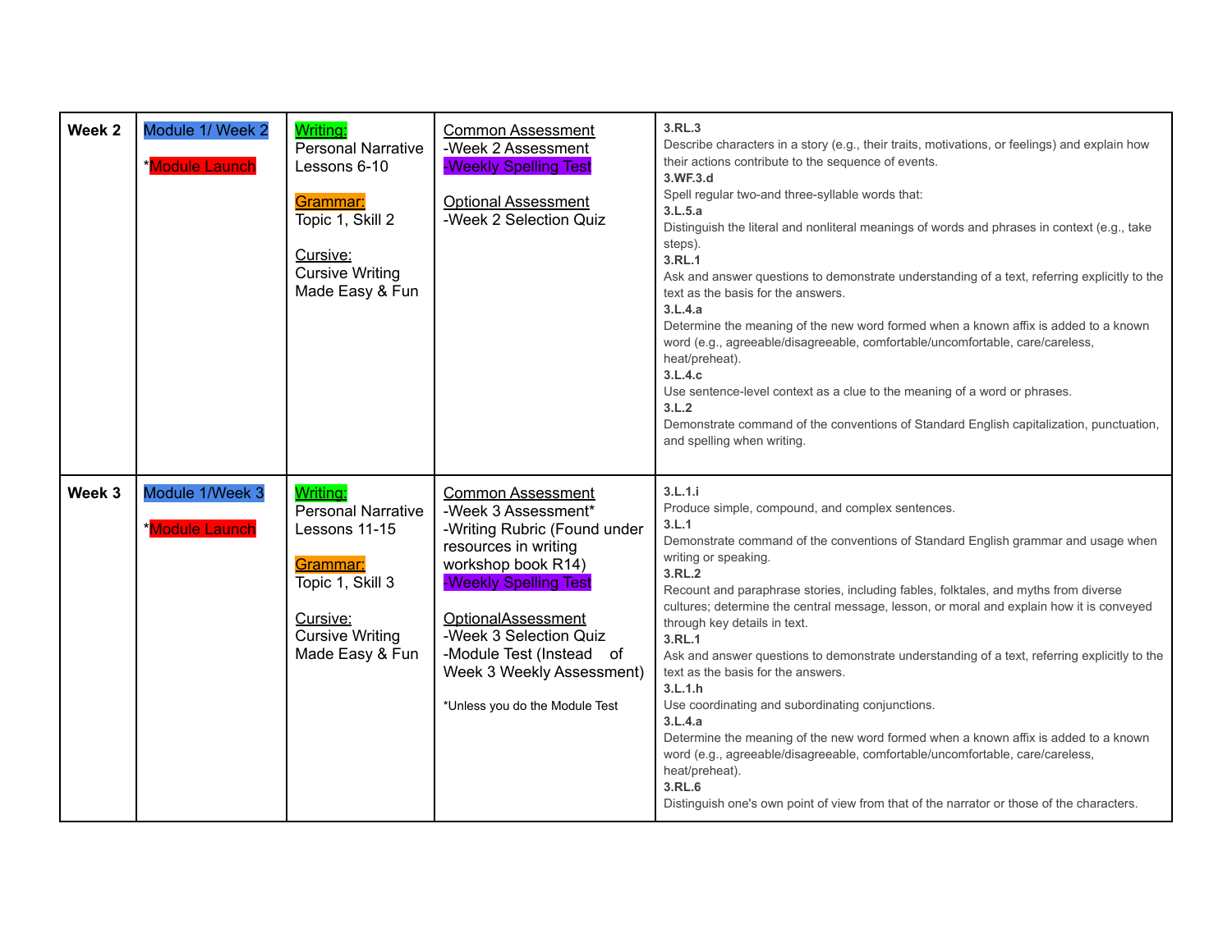| Week 2 | Module 1/ Week 2<br><br>*Module Launch | Writing:<br>Personal Narrative Lessons 6-10<br><br>Grammar:<br>Topic 1, Skill 2<br><br>Cursive:<br>Cursive Writing Made Easy & Fun | Common Assessment<br>-Week 2 Assessment<br>-Weekly Spelling Test<br><br>Optional Assessment<br>-Week 2 Selection Quiz | **3.RL.3**<br>Describe characters in a story (e.g., their traits, motivations, or feelings) and explain how their actions contribute to the sequence of events.<br>**3.WF.3.d**<br>Spell regular two-and three-syllable words that:<br>**3.L.5.a**<br>Distinguish the literal and nonliteral meanings of words and phrases in context (e.g., take steps).<br>**3.RL.1**<br>Ask and answer questions to demonstrate understanding of a text, referring explicitly to the text as the basis for the answers.<br>**3.L.4.a**<br>Determine the meaning of the new word formed when a known affix is added to a known word (e.g., agreeable/disagreeable, comfortable/uncomfortable, care/careless, heat/preheat).<br>**3.L.4.c**<br>Use sentence-level context as a clue to the meaning of a word or phrases.<br>**3.L.2**<br>Demonstrate command of the conventions of Standard English capitalization, punctuation, and spelling when writing. |
|---|---|---|---|---|
| Week 3 | Module 1/Week 3<br><br>*Module Launch | Writing:<br>Personal Narrative Lessons 11-15<br><br>Grammar:<br>Topic 1, Skill 3<br><br>Cursive:<br>Cursive Writing Made Easy & Fun | Common Assessment<br>-Week 3 Assessment*<br>-Writing Rubric (Found under resources in writing workshop book R14)<br>-Weekly Spelling Test<br><br>OptionalAssessment<br>-Week 3 Selection Quiz<br>-Module Test (Instead of Week 3 Weekly Assessment)<br><br>*Unless you do the Module Test | **3.L.1.i**<br>Produce simple, compound, and complex sentences.<br>**3.L.1**<br>Demonstrate command of the conventions of Standard English grammar and usage when writing or speaking.<br>**3.RL.2**<br>Recount and paraphrase stories, including fables, folktales, and myths from diverse cultures; determine the central message, lesson, or moral and explain how it is conveyed through key details in text.<br>**3.RL.1**<br>Ask and answer questions to demonstrate understanding of a text, referring explicitly to the text as the basis for the answers.<br>**3.L.1.h**<br>Use coordinating and subordinating conjunctions.<br>**3.L.4.a**<br>Determine the meaning of the new word formed when a known affix is added to a known word (e.g., agreeable/disagreeable, comfortable/uncomfortable, care/careless, heat/preheat).<br>**3.RL.6**<br>Distinguish one's own point of view from that of the narrator or those of the characters. |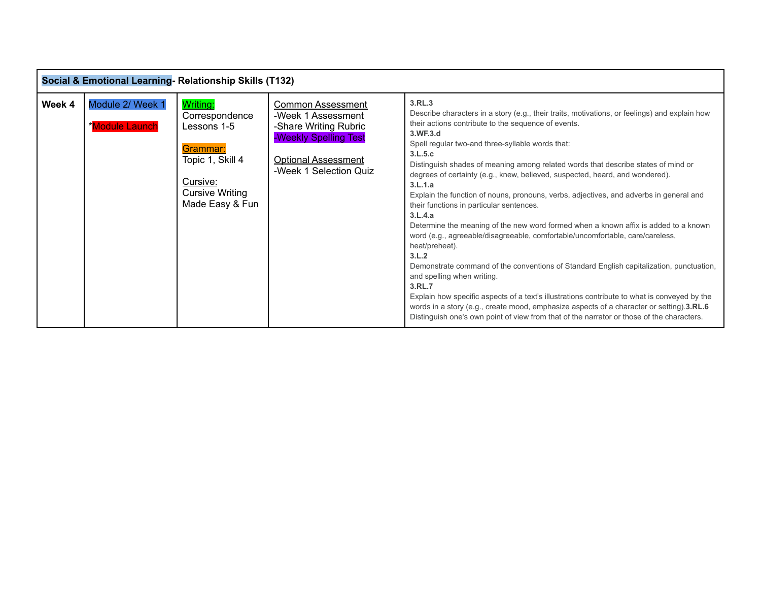| **Social & Emotional Learning- Relationship Skills (T132)** | | | | |
|---|---|---|---|---|
| **Week 4** | Module 2/ Week 1<br><br>*Module Launch | Writing:<br>Correspondence Lessons 1-5<br><br>Grammar:<br>Topic 1, Skill 4<br><br>Cursive:<br>Cursive Writing Made Easy & Fun | Common Assessment<br>-Week 1 Assessment<br>-Share Writing Rubric<br>-Weekly Spelling Test<br><br>Optional Assessment<br>-Week 1 Selection Quiz | **3.RL.3**<br>Describe characters in a story (e.g., their traits, motivations, or feelings) and explain how their actions contribute to the sequence of events.<br>**3.WF.3.d**<br>Spell regular two-and three-syllable words that:<br>**3.L.5.c**<br>Distinguish shades of meaning among related words that describe states of mind or degrees of certainty (e.g., knew, believed, suspected, heard, and wondered).<br>**3.L.1.a**<br>Explain the function of nouns, pronouns, verbs, adjectives, and adverbs in general and their functions in particular sentences.<br>**3.L.4.a**<br>Determine the meaning of the new word formed when a known affix is added to a known word (e.g., agreeable/disagreeable, comfortable/uncomfortable, care/careless, heat/preheat).<br>**3.L.2**<br>Demonstrate command of the conventions of Standard English capitalization, punctuation, and spelling when writing.<br>**3.RL.7**<br>Explain how specific aspects of a text's illustrations contribute to what is conveyed by the words in a story (e.g., create mood, emphasize aspects of a character or setting).**3.RL.6**<br>Distinguish one's own point of view from that of the narrator or those of the characters. |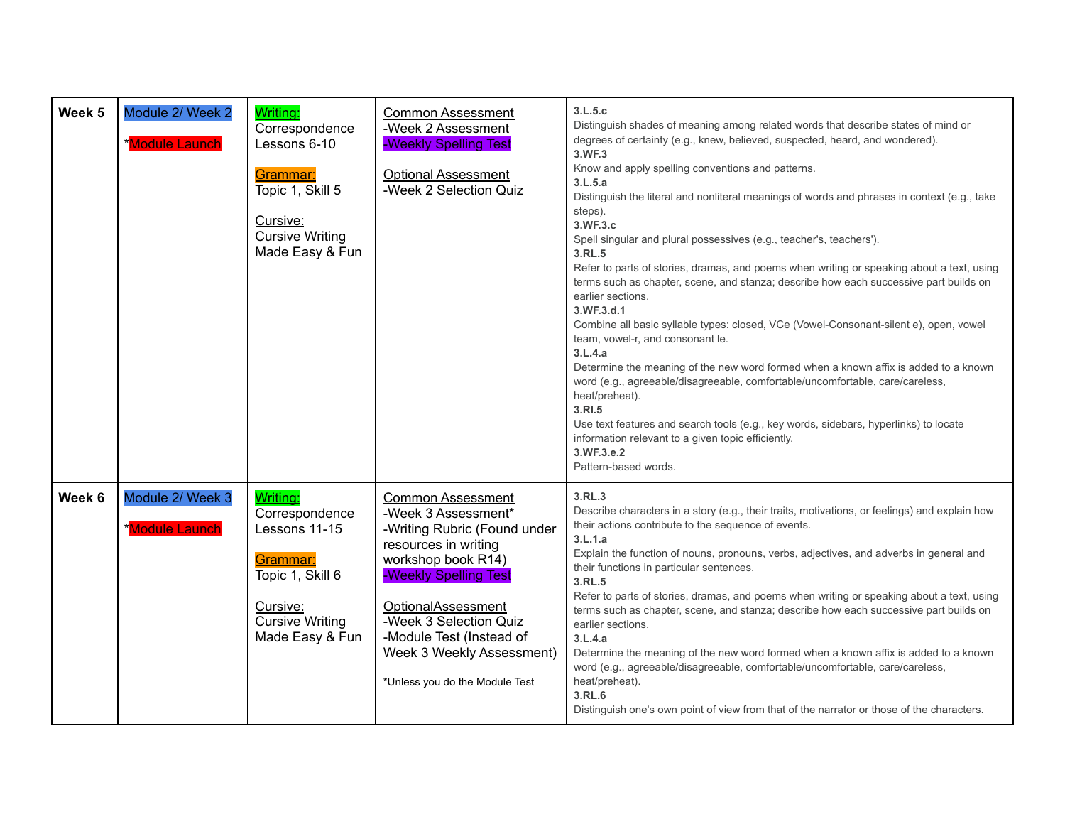| | | | | |
|---|---|---|---|---|
| **Week 5** | Module 2/ Week 2<br><br>*Module Launch | Writing:<br>Correspondence Lessons 6-10<br><br>Grammar:<br>Topic 1, Skill 5<br><br>Cursive:<br>Cursive Writing Made Easy & Fun | Common Assessment<br>-Week 2 Assessment<br>-Weekly Spelling Test<br><br>Optional Assessment<br>-Week 2 Selection Quiz | **3.L.5.c**<br>Distinguish shades of meaning among related words that describe states of mind or degrees of certainty (e.g., knew, believed, suspected, heard, and wondered).<br>**3.WF.3**<br>Know and apply spelling conventions and patterns.<br>**3.L.5.a**<br>Distinguish the literal and nonliteral meanings of words and phrases in context (e.g., take steps).<br>**3.WF.3.c**<br>Spell singular and plural possessives (e.g., teacher's, teachers').<br>**3.RL.5**<br>Refer to parts of stories, dramas, and poems when writing or speaking about a text, using terms such as chapter, scene, and stanza; describe how each successive part builds on earlier sections.<br>**3.WF.3.d.1**<br>Combine all basic syllable types: closed, VCe (Vowel-Consonant-silent e), open, vowel team, vowel-r, and consonant le.<br>**3.L.4.a**<br>Determine the meaning of the new word formed when a known affix is added to a known word (e.g., agreeable/disagreeable, comfortable/uncomfortable, care/careless, heat/preheat).<br>**3.RI.5**<br>Use text features and search tools (e.g., key words, sidebars, hyperlinks) to locate information relevant to a given topic efficiently.<br>**3.WF.3.e.2**<br>Pattern-based words. |
| **Week 6** | Module 2/ Week 3<br><br>*Module Launch | Writing:<br>Correspondence Lessons 11-15<br><br>Grammar:<br>Topic 1, Skill 6<br><br>Cursive:<br>Cursive Writing Made Easy & Fun | Common Assessment<br>-Week 3 Assessment*<br>-Writing Rubric (Found under resources in writing workshop book R14)<br>-Weekly Spelling Test<br><br>OptionalAssessment<br>-Week 3 Selection Quiz<br>-Module Test (Instead of Week 3 Weekly Assessment)<br><br>*Unless you do the Module Test | **3.RL.3**<br>Describe characters in a story (e.g., their traits, motivations, or feelings) and explain how their actions contribute to the sequence of events.<br>**3.L.1.a**<br>Explain the function of nouns, pronouns, verbs, adjectives, and adverbs in general and their functions in particular sentences.<br>**3.RL.5**<br>Refer to parts of stories, dramas, and poems when writing or speaking about a text, using terms such as chapter, scene, and stanza; describe how each successive part builds on earlier sections.<br>**3.L.4.a**<br>Determine the meaning of the new word formed when a known affix is added to a known word (e.g., agreeable/disagreeable, comfortable/uncomfortable, care/careless, heat/preheat).<br>**3.RL.6**<br>Distinguish one's own point of view from that of the narrator or those of the characters. |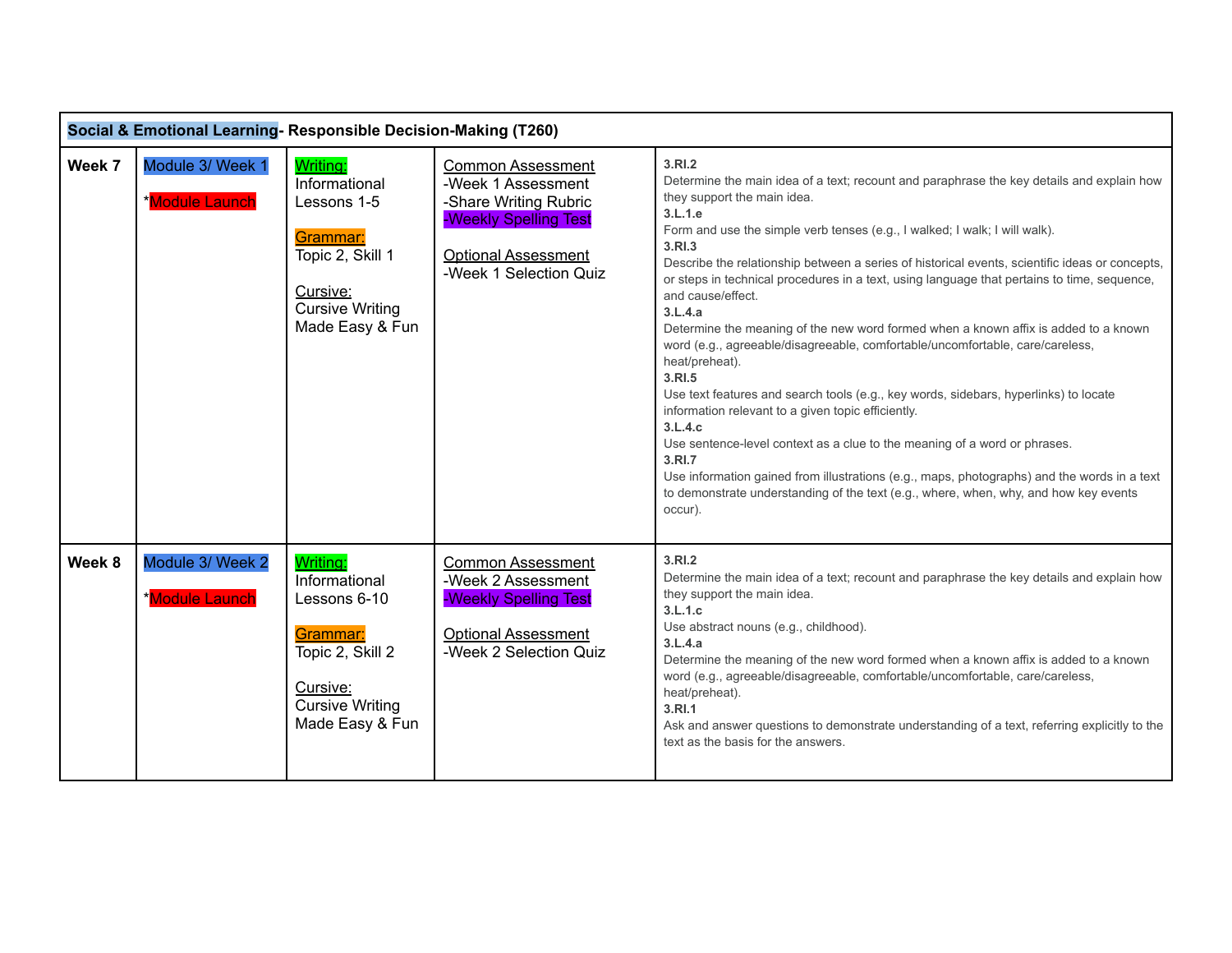| **Social & Emotional Learning- Responsible Decision-Making (T260)** | | | | |
|---|---|---|---|---|
| **Week 7** | Module 3/ Week 1<br><br>*Module Launch | Writing:<br>Informational Lessons 1-5<br><br>Grammar:<br>Topic 2, Skill 1<br><br>Cursive:<br>Cursive Writing Made Easy & Fun | Common Assessment<br>-Week 1 Assessment<br>-Share Writing Rubric<br>-Weekly Spelling Test<br><br>Optional Assessment<br>-Week 1 Selection Quiz | **3.RI.2**<br>Determine the main idea of a text; recount and paraphrase the key details and explain how they support the main idea.<br>**3.L.1.e**<br>Form and use the simple verb tenses (e.g., I walked; I walk; I will walk).<br>**3.RI.3**<br>Describe the relationship between a series of historical events, scientific ideas or concepts, or steps in technical procedures in a text, using language that pertains to time, sequence, and cause/effect.<br>**3.L.4.a**<br>Determine the meaning of the new word formed when a known affix is added to a known word (e.g., agreeable/disagreeable, comfortable/uncomfortable, care/careless, heat/preheat).<br>**3.RI.5**<br>Use text features and search tools (e.g., key words, sidebars, hyperlinks) to locate information relevant to a given topic efficiently.<br>**3.L.4.c**<br>Use sentence-level context as a clue to the meaning of a word or phrases.<br>**3.RI.7**<br>Use information gained from illustrations (e.g., maps, photographs) and the words in a text to demonstrate understanding of the text (e.g., where, when, why, and how key events occur). |
| **Week 8** | Module 3/ Week 2<br><br>*Module Launch | Writing:<br>Informational Lessons 6-10<br><br>Grammar:<br>Topic 2, Skill 2<br><br>Cursive:<br>Cursive Writing Made Easy & Fun | Common Assessment<br>-Week 2 Assessment<br>-Weekly Spelling Test<br><br>Optional Assessment<br>-Week 2 Selection Quiz | **3.RI.2**<br>Determine the main idea of a text; recount and paraphrase the key details and explain how they support the main idea.<br>**3.L.1.c**<br>Use abstract nouns (e.g., childhood).<br>**3.L.4.a**<br>Determine the meaning of the new word formed when a known affix is added to a known word (e.g., agreeable/disagreeable, comfortable/uncomfortable, care/careless, heat/preheat).<br>**3.RI.1**<br>Ask and answer questions to demonstrate understanding of a text, referring explicitly to the text as the basis for the answers. |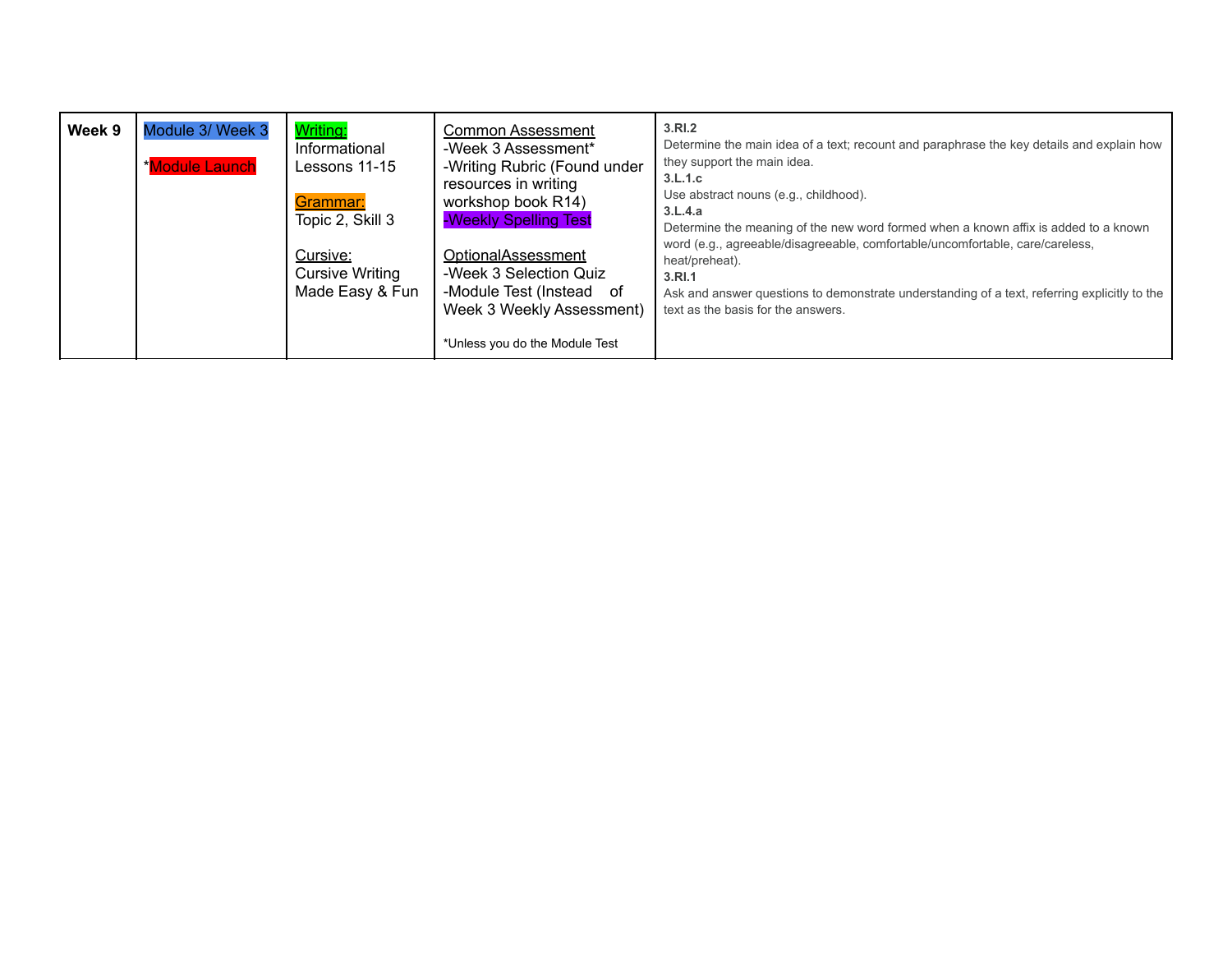| Week 9 | Module 3/ Week 3<br><br>*Module Launch | Writing:<br>Informational Lessons 11-15<br><br>Grammar:<br>Topic 2, Skill 3<br><br>Cursive:<br>Cursive Writing Made Easy & Fun | Common Assessment<br>-Week 3 Assessment*<br>-Writing Rubric (Found under resources in writing workshop book R14)<br>-Weekly Spelling Test<br><br>OptionalAssessment<br>-Week 3 Selection Quiz<br>-Module Test (Instead of Week 3 Weekly Assessment)<br><br>*Unless you do the Module Test | **3.RI.2**<br>Determine the main idea of a text; recount and paraphrase the key details and explain how they support the main idea.<br>**3.L.1.c**<br>Use abstract nouns (e.g., childhood).<br>**3.L.4.a**<br>Determine the meaning of the new word formed when a known affix is added to a known word (e.g., agreeable/disagreeable, comfortable/uncomfortable, care/careless, heat/preheat).<br>**3.RI.1**<br>Ask and answer questions to demonstrate understanding of a text, referring explicitly to the text as the basis for the answers. |
|---|---|---|---|---|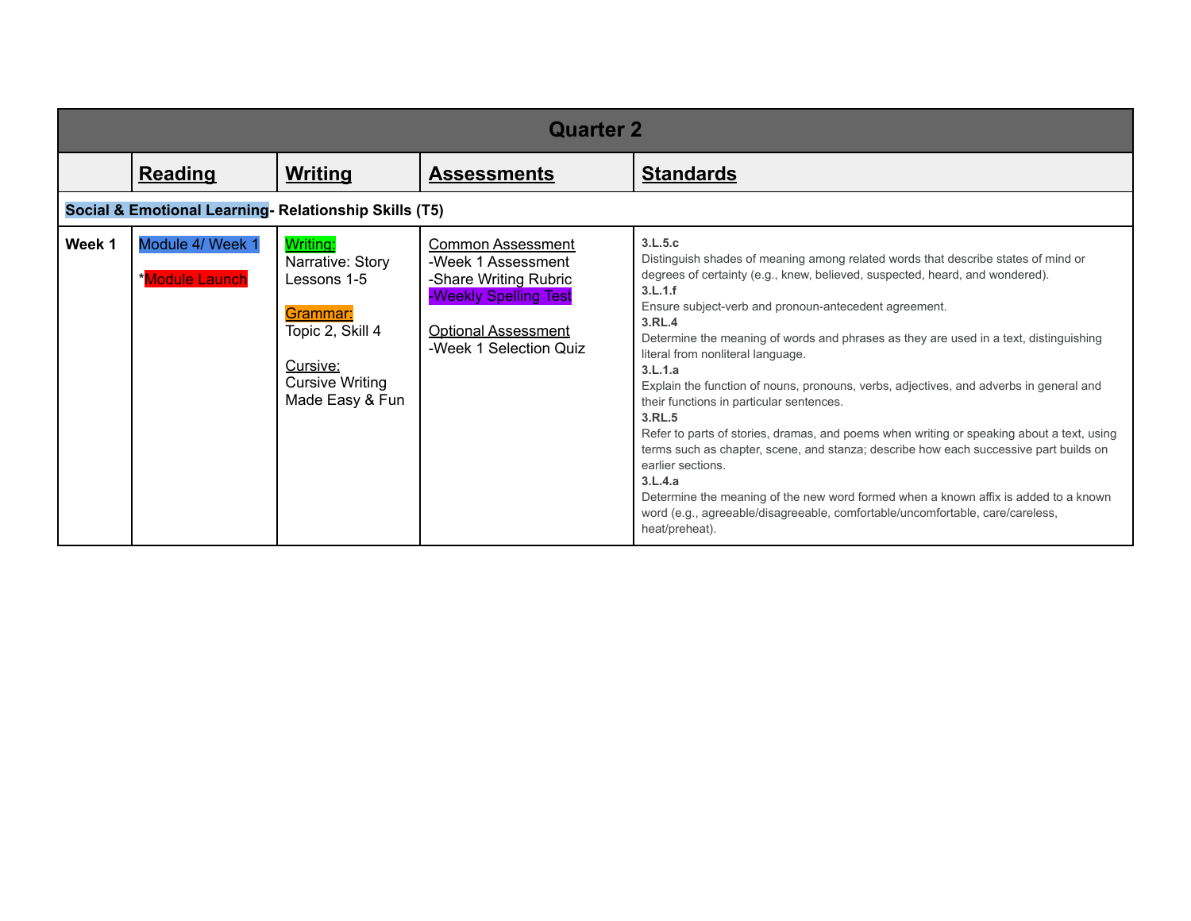| Quarter 2 | | | | |
|---|---|---|---|---|
| | **Reading** | **Writing** | **Assessments** | **Standards** |
| **Social & Emotional Learning- Relationship Skills (T5)** | | | | |
| **Week 1** | Module 4/ Week 1<br><br>*Module Launch | Writing:<br>Narrative: Story<br>Lessons 1-5<br><br>Grammar:<br>Topic 2, Skill 4<br><br>Cursive:<br>Cursive Writing Made Easy & Fun | Common Assessment<br>-Week 1 Assessment<br>-Share Writing Rubric<br>-Weekly Spelling Test<br><br>Optional Assessment<br>-Week 1 Selection Quiz | **3.L.5.c**<br>Distinguish shades of meaning among related words that describe states of mind or degrees of certainty (e.g., knew, believed, suspected, heard, and wondered).<br>**3.L.1.f**<br>Ensure subject-verb and pronoun-antecedent agreement.<br>**3.RL.4**<br>Determine the meaning of words and phrases as they are used in a text, distinguishing literal from nonliteral language.<br>**3.L.1.a**<br>Explain the function of nouns, pronouns, verbs, adjectives, and adverbs in general and their functions in particular sentences.<br>**3.RL.5**<br>Refer to parts of stories, dramas, and poems when writing or speaking about a text, using terms such as chapter, scene, and stanza; describe how each successive part builds on earlier sections.<br>**3.L.4.a**<br>Determine the meaning of the new word formed when a known affix is added to a known word (e.g., agreeable/disagreeable, comfortable/uncomfortable, care/careless, heat/preheat). |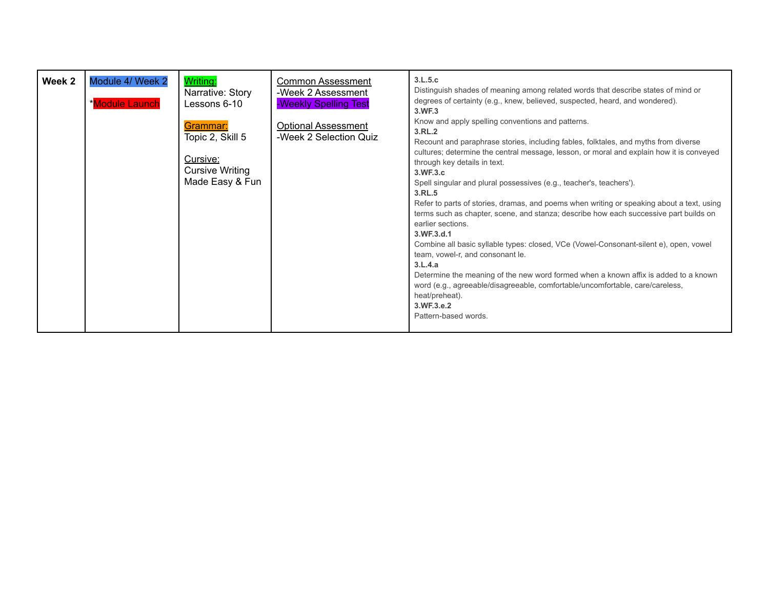| Week 2 | Module 4/ Week 2<br><br>*Module Launch | Writing:<br>Narrative: Story Lessons 6-10<br><br>Grammar:<br>Topic 2, Skill 5<br><br>Cursive:<br>Cursive Writing Made Easy & Fun | Common Assessment<br>-Week 2 Assessment<br>-Weekly Spelling Test<br><br>Optional Assessment<br>-Week 2 Selection Quiz | **3.L.5.c**<br>Distinguish shades of meaning among related words that describe states of mind or degrees of certainty (e.g., knew, believed, suspected, heard, and wondered).<br>**3.WF.3**<br>Know and apply spelling conventions and patterns.<br>**3.RL.2**<br>Recount and paraphrase stories, including fables, folktales, and myths from diverse cultures; determine the central message, lesson, or moral and explain how it is conveyed through key details in text.<br>**3.WF.3.c**<br>Spell singular and plural possessives (e.g., teacher's, teachers').<br>**3.RL.5**<br>Refer to parts of stories, dramas, and poems when writing or speaking about a text, using terms such as chapter, scene, and stanza; describe how each successive part builds on earlier sections.<br>**3.WF.3.d.1**<br>Combine all basic syllable types: closed, VCe (Vowel-Consonant-silent e), open, vowel team, vowel-r, and consonant le.<br>**3.L.4.a**<br>Determine the meaning of the new word formed when a known affix is added to a known word (e.g., agreeable/disagreeable, comfortable/uncomfortable, care/careless, heat/preheat).<br>**3.WF.3.e.2**<br>Pattern-based words. |
|---|---|---|---|---|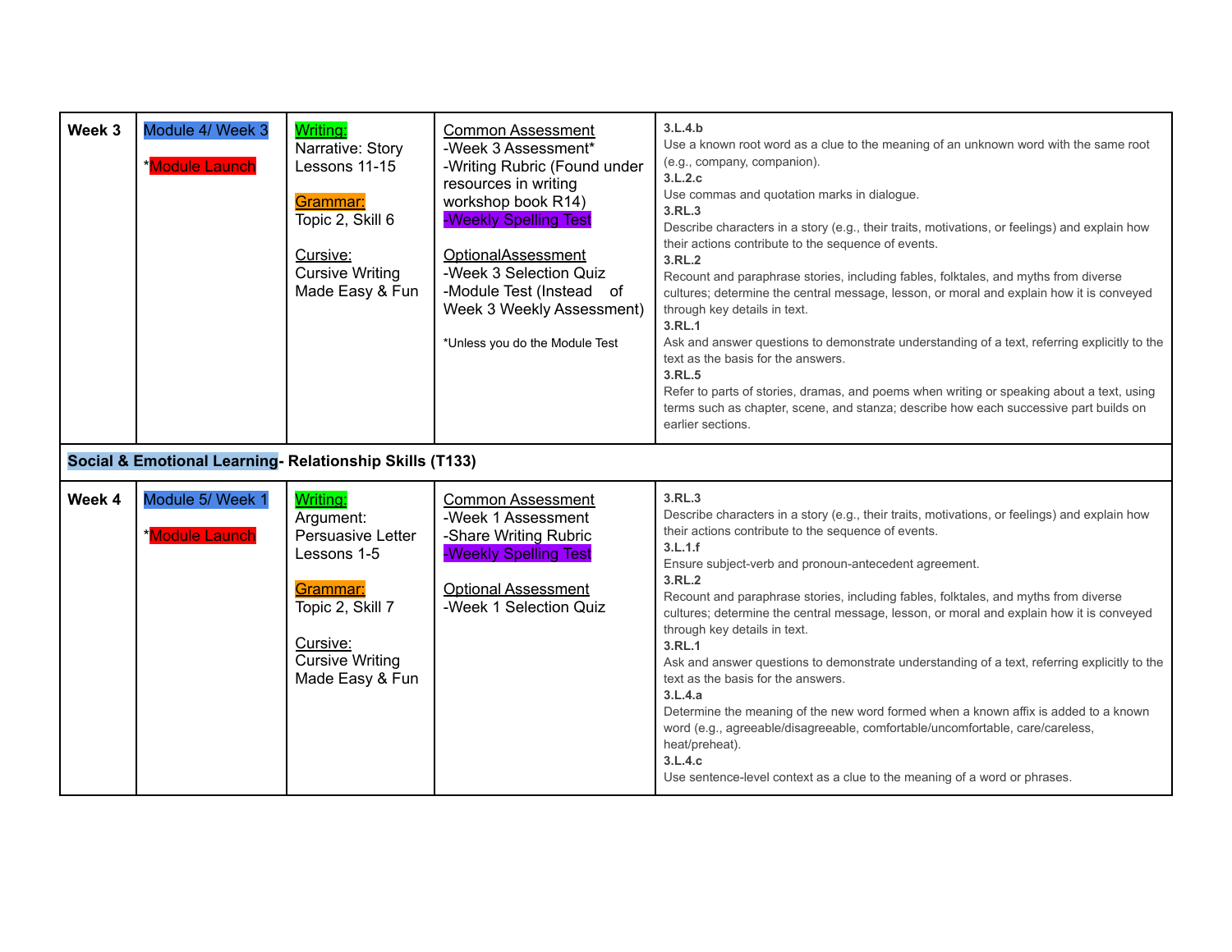| | | | | |
|---|---|---|---|---|
| **Week 3** | Module 4/ Week 3<br><br>*Module Launch | Writing:<br>Narrative: Story Lessons 11-15<br><br>Grammar:<br>Topic 2, Skill 6<br><br>Cursive:<br>Cursive Writing Made Easy & Fun | Common Assessment<br>-Week 3 Assessment*<br>-Writing Rubric (Found under resources in writing workshop book R14)<br>-Weekly Spelling Test<br><br>OptionalAssessment<br>-Week 3 Selection Quiz<br>-Module Test (Instead of Week 3 Weekly Assessment)<br><br>*Unless you do the Module Test | **3.L.4.b**<br>Use a known root word as a clue to the meaning of an unknown word with the same root (e.g., company, companion).<br>**3.L.2.c**<br>Use commas and quotation marks in dialogue.<br>**3.RL.3**<br>Describe characters in a story (e.g., their traits, motivations, or feelings) and explain how their actions contribute to the sequence of events.<br>**3.RL.2**<br>Recount and paraphrase stories, including fables, folktales, and myths from diverse cultures; determine the central message, lesson, or moral and explain how it is conveyed through key details in text.<br>**3.RL.1**<br>Ask and answer questions to demonstrate understanding of a text, referring explicitly to the text as the basis for the answers.<br>**3.RL.5**<br>Refer to parts of stories, dramas, and poems when writing or speaking about a text, using terms such as chapter, scene, and stanza; describe how each successive part builds on earlier sections. |
| **Social & Emotional Learning- Relationship Skills (T133)** | | | | |
| **Week 4** | Module 5/ Week 1<br><br>*Module Launch | Writing:<br>Argument: Persuasive Letter Lessons 1-5<br><br>Grammar:<br>Topic 2, Skill 7<br><br>Cursive:<br>Cursive Writing Made Easy & Fun | Common Assessment<br>-Week 1 Assessment<br>-Share Writing Rubric<br>-Weekly Spelling Test<br><br>Optional Assessment<br>-Week 1 Selection Quiz | **3.RL.3**<br>Describe characters in a story (e.g., their traits, motivations, or feelings) and explain how their actions contribute to the sequence of events.<br>**3.L.1.f**<br>Ensure subject-verb and pronoun-antecedent agreement.<br>**3.RL.2**<br>Recount and paraphrase stories, including fables, folktales, and myths from diverse cultures; determine the central message, lesson, or moral and explain how it is conveyed through key details in text.<br>**3.RL.1**<br>Ask and answer questions to demonstrate understanding of a text, referring explicitly to the text as the basis for the answers.<br>**3.L.4.a**<br>Determine the meaning of the new word formed when a known affix is added to a known word (e.g., agreeable/disagreeable, comfortable/uncomfortable, care/careless, heat/preheat).<br>**3.L.4.c**<br>Use sentence-level context as a clue to the meaning of a word or phrases. |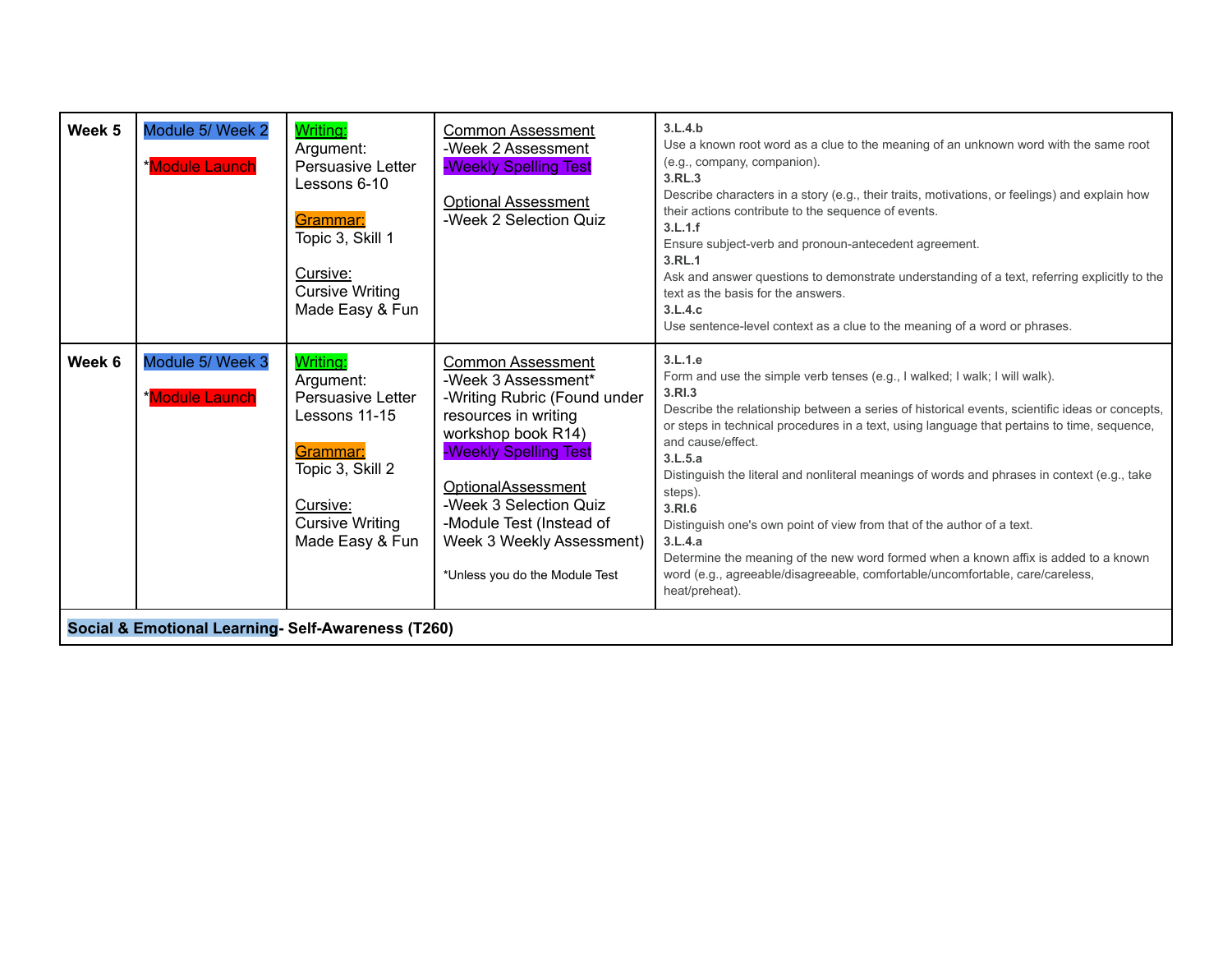| Week 5 | Module 5/ Week 2<br><br>*Module Launch | Writing:<br>Argument: Persuasive Letter Lessons 6-10<br><br>Grammar:<br>Topic 3, Skill 1<br><br>Cursive:<br>Cursive Writing Made Easy & Fun | Common Assessment<br>-Week 2 Assessment<br>-Weekly Spelling Test<br><br>Optional Assessment<br>-Week 2 Selection Quiz | **3.L.4.b**<br>Use a known root word as a clue to the meaning of an unknown word with the same root (e.g., company, companion).<br>**3.RL.3**<br>Describe characters in a story (e.g., their traits, motivations, or feelings) and explain how their actions contribute to the sequence of events.<br>**3.L.1.f**<br>Ensure subject-verb and pronoun-antecedent agreement.<br>**3.RL.1**<br>Ask and answer questions to demonstrate understanding of a text, referring explicitly to the text as the basis for the answers.<br>**3.L.4.c**<br>Use sentence-level context as a clue to the meaning of a word or phrases. |
|---|---|---|---|---|
| **Week 6** | Module 5/ Week 3<br><br>*Module Launch | Writing:<br>Argument: Persuasive Letter Lessons 11-15<br><br>Grammar:<br>Topic 3, Skill 2<br><br>Cursive:<br>Cursive Writing Made Easy & Fun | Common Assessment<br>-Week 3 Assessment*<br>-Writing Rubric (Found under resources in writing workshop book R14)<br>-Weekly Spelling Test<br><br>OptionalAssessment<br>-Week 3 Selection Quiz<br>-Module Test (Instead of Week 3 Weekly Assessment)<br><br>*Unless you do the Module Test | **3.L.1.e**<br>Form and use the simple verb tenses (e.g., I walked; I walk; I will walk).<br>**3.RI.3**<br>Describe the relationship between a series of historical events, scientific ideas or concepts, or steps in technical procedures in a text, using language that pertains to time, sequence, and cause/effect.<br>**3.L.5.a**<br>Distinguish the literal and nonliteral meanings of words and phrases in context (e.g., take steps).<br>**3.RI.6**<br>Distinguish one's own point of view from that of the author of a text.<br>**3.L.4.a**<br>Determine the meaning of the new word formed when a known affix is added to a known word (e.g., agreeable/disagreeable, comfortable/uncomfortable, care/careless, heat/preheat). |
| **Social & Emotional Learning- Self-Awareness (T260)** | | | | |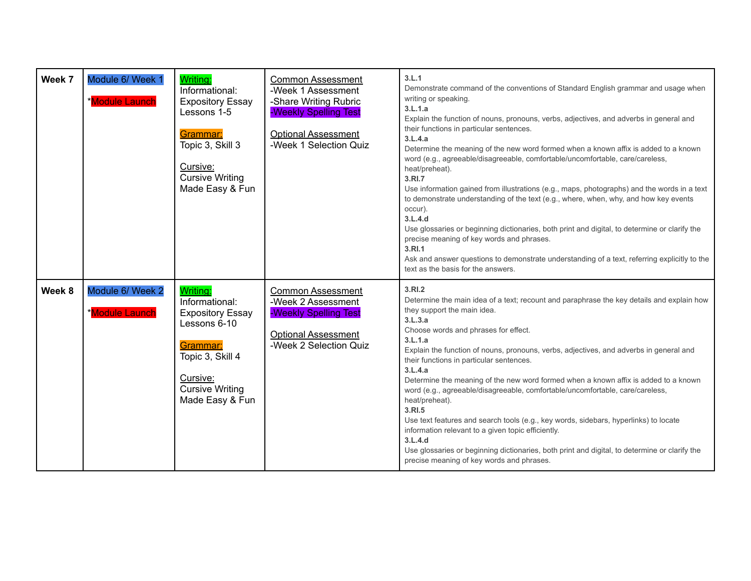| Week 7 | Module 6/ Week 1<br><br>*Module Launch | Writing:<br>Informational: Expository Essay Lessons 1-5<br><br>Grammar:<br>Topic 3, Skill 3<br><br>Cursive:<br>Cursive Writing Made Easy & Fun | Common Assessment<br>-Week 1 Assessment<br>-Share Writing Rubric<br>-Weekly Spelling Test<br><br>Optional Assessment<br>-Week 1 Selection Quiz | **3.L.1**<br>Demonstrate command of the conventions of Standard English grammar and usage when writing or speaking.<br>**3.L.1.a**<br>Explain the function of nouns, pronouns, verbs, adjectives, and adverbs in general and their functions in particular sentences.<br>**3.L.4.a**<br>Determine the meaning of the new word formed when a known affix is added to a known word (e.g., agreeable/disagreeable, comfortable/uncomfortable, care/careless, heat/preheat).<br>**3.RI.7**<br>Use information gained from illustrations (e.g., maps, photographs) and the words in a text to demonstrate understanding of the text (e.g., where, when, why, and how key events occur).<br>**3.L.4.d**<br>Use glossaries or beginning dictionaries, both print and digital, to determine or clarify the precise meaning of key words and phrases.<br>**3.RI.1**<br>Ask and answer questions to demonstrate understanding of a text, referring explicitly to the text as the basis for the answers. |
|---|---|---|---|---|
| Week 8 | Module 6/ Week 2<br><br>*Module Launch | Writing:<br>Informational: Expository Essay Lessons 6-10<br><br>Grammar:<br>Topic 3, Skill 4<br><br>Cursive:<br>Cursive Writing Made Easy & Fun | Common Assessment<br>-Week 2 Assessment<br>-Weekly Spelling Test<br><br>Optional Assessment<br>-Week 2 Selection Quiz | **3.RI.2**<br>Determine the main idea of a text; recount and paraphrase the key details and explain how they support the main idea.<br>**3.L.3.a**<br>Choose words and phrases for effect.<br>**3.L.1.a**<br>Explain the function of nouns, pronouns, verbs, adjectives, and adverbs in general and their functions in particular sentences.<br>**3.L.4.a**<br>Determine the meaning of the new word formed when a known affix is added to a known word (e.g., agreeable/disagreeable, comfortable/uncomfortable, care/careless, heat/preheat).<br>**3.RI.5**<br>Use text features and search tools (e.g., key words, sidebars, hyperlinks) to locate information relevant to a given topic efficiently.<br>**3.L.4.d**<br>Use glossaries or beginning dictionaries, both print and digital, to determine or clarify the precise meaning of key words and phrases. |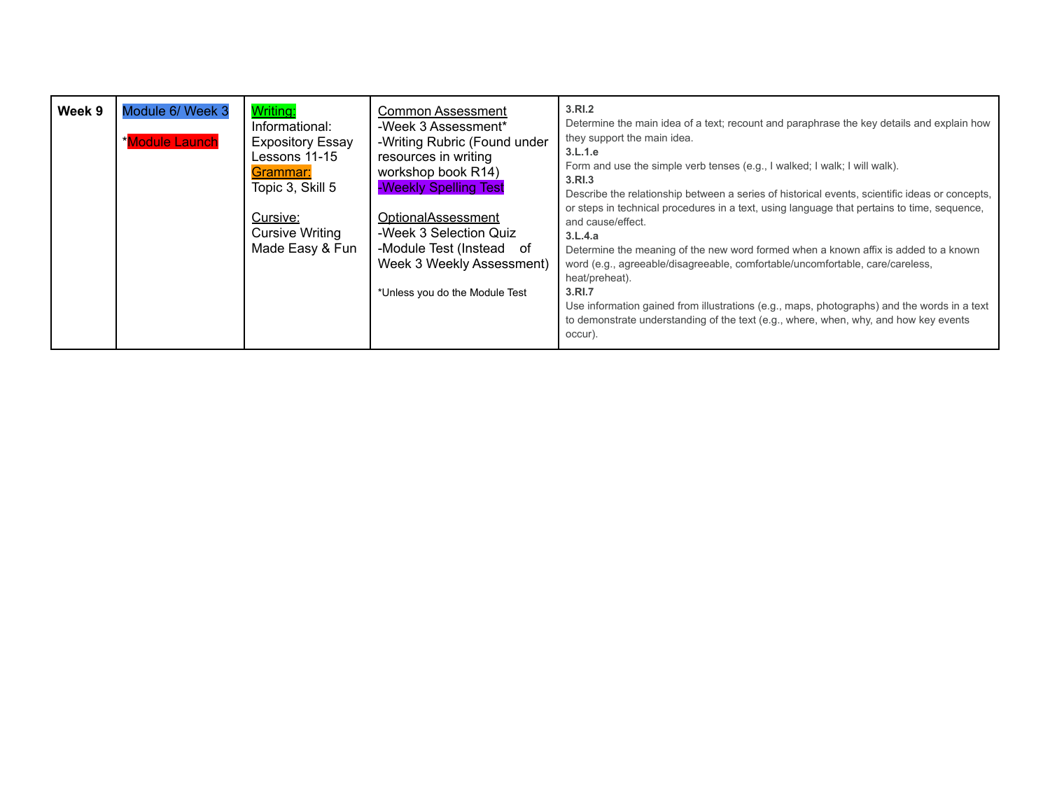| | | | | |
|---|---|---|---|---|
| **Week 9** | Module 6/ Week 3<br><br>*Module Launch | Writing:<br>Informational: Expository Essay Lessons 11-15<br>Grammar:<br>Topic 3, Skill 5<br><br>Cursive:<br>Cursive Writing Made Easy & Fun | Common Assessment<br>-Week 3 Assessment*<br>-Writing Rubric (Found under resources in writing workshop book R14)<br>-Weekly Spelling Test<br><br>OptionalAssessment<br>-Week 3 Selection Quiz<br>-Module Test (Instead of Week 3 Weekly Assessment)<br><br>*Unless you do the Module Test | **3.RI.2**<br>Determine the main idea of a text; recount and paraphrase the key details and explain how they support the main idea.<br>**3.L.1.e**<br>Form and use the simple verb tenses (e.g., I walked; I walk; I will walk).<br>**3.RI.3**<br>Describe the relationship between a series of historical events, scientific ideas or concepts, or steps in technical procedures in a text, using language that pertains to time, sequence, and cause/effect.<br>**3.L.4.a**<br>Determine the meaning of the new word formed when a known affix is added to a known word (e.g., agreeable/disagreeable, comfortable/uncomfortable, care/careless, heat/preheat).<br>**3.RI.7**<br>Use information gained from illustrations (e.g., maps, photographs) and the words in a text to demonstrate understanding of the text (e.g., where, when, why, and how key events occur). |